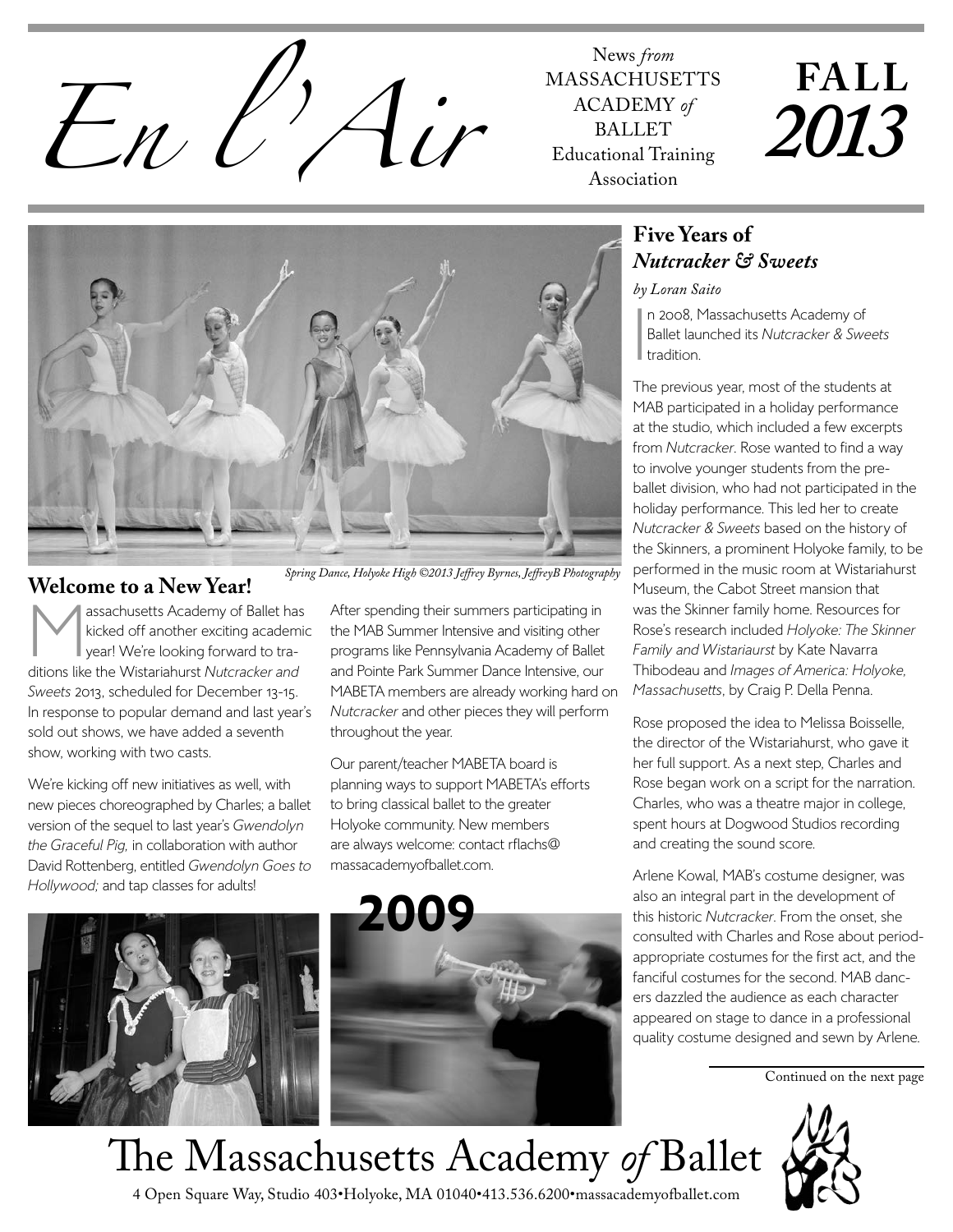# *En l'Air*

News *from* MASSACHUSETTS ACADEMY *of* BALLET Educational Training Association

**FALL *2013***

*Spring Dance, Holyoke High ©2013 Jeffrey Byrnes, JeffreyB Photography*

## Welcome to a New Year!

Massachusetts Academy of Ballet has kicked off another exciting academic year! We're looking forward to traditions like the Wistariahurst *Nutcracker and Sweets* 2013, scheduled for December 13-15. In response to popular demand and last year's sold out shows, we have added a seventh show, working with two casts.

We're kicking off new initiatives as well, with new pieces choreographed by Charles; a ballet version of the sequel to last year's *Gwendolyn the Graceful Pig,* in collaboration with author David Rottenberg, entitled *Gwendolyn Goes to Hollywood;* and tap classes for adults!

After spending their summers participating in the MAB Summer Intensive and visiting other programs like Pennsylvania Academy of Ballet and Pointe Park Summer Dance Intensive, our MABETA members are already working hard on *Nutcracker* and other pieces they will perform throughout the year.

Our parent/teacher MABETA board is planning ways to support MABETA's efforts to bring classical ballet to the greater Holyoke community. New members are always welcome: contact rflachs@massacademyofballet.com.

**2009**

## Five Years of *Nutcracker & Sweets*

*by Loran Saito*

In 2008, Massachusetts Academy of Ballet launched its *Nutcracker & Sweets* tradition.

The previous year, most of the students at MAB participated in a holiday performance at the studio, which included a few excerpts from *Nutcracker*. Rose wanted to find a way to involve younger students from the pre-ballet division, who had not participated in the holiday performance. This led her to create *Nutcracker & Sweets* based on the history of the Skinners, a prominent Holyoke family, to be performed in the music room at Wistariahurst Museum, the Cabot Street mansion that was the Skinner family home. Resources for Rose's research included *Holyoke: The Skinner Family and Wistariaurst* by Kate Navarra Thibodeau and *Images of America: Holyoke, Massachusetts*, by Craig P. Della Penna.

Rose proposed the idea to Melissa Boisselle, the director of the Wistariahurst, who gave it her full support. As a next step, Charles and Rose began work on a script for the narration. Charles, who was a theatre major in college, spent hours at Dogwood Studios recording and creating the sound score.

Arlene Kowal, MAB's costume designer, was also an integral part in the development of this historic *Nutcracker*. From the onset, she consulted with Charles and Rose about period-appropriate costumes for the first act, and the fanciful costumes for the second. MAB dancers dazzled the audience as each character appeared on stage to dance in a professional quality costume designed and sewn by Arlene.

Continued on the next page

# The Massachusetts Academy *of* Ballet

4 Open Square Way, Studio 403•Holyoke, MA 01040•413.536.6200•massacademyofballet.com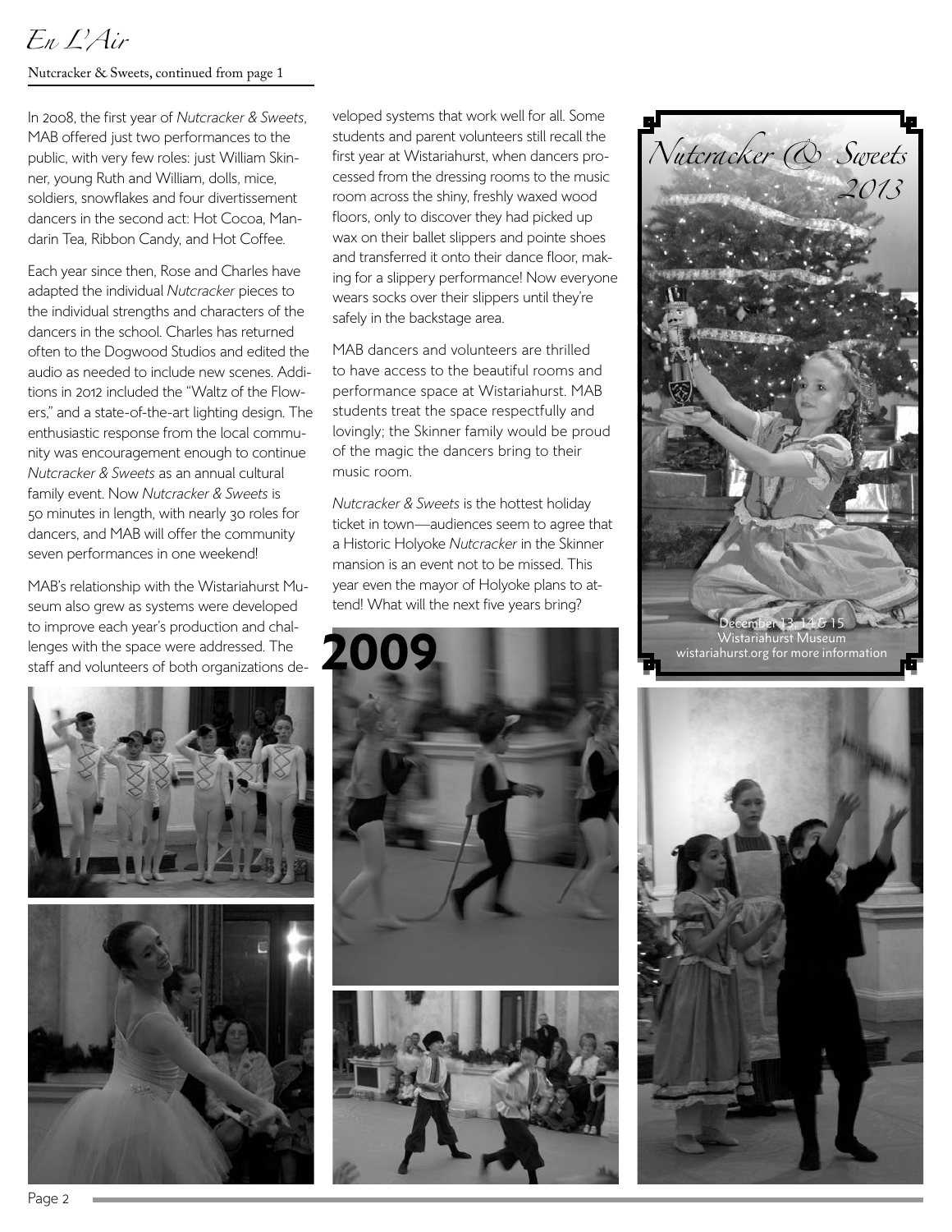Nutcracker & Sweets, continued from page 1

In 2008, the first year of *Nutcracker & Sweets*, MAB offered just two performances to the public, with very few roles: just William Skinner, young Ruth and William, dolls, mice, soldiers, snowflakes and four divertissement dancers in the second act: Hot Cocoa, Mandarin Tea, Ribbon Candy, and Hot Coffee.

Each year since then, Rose and Charles have adapted the individual *Nutcracker* pieces to the individual strengths and characters of the dancers in the school. Charles has returned often to the Dogwood Studios and edited the audio as needed to include new scenes. Additions in 2012 included the "Waltz of the Flowers," and a state-of-the-art lighting design. The enthusiastic response from the local community was encouragement enough to continue *Nutcracker & Sweets* as an annual cultural family event. Now *Nutcracker & Sweets* is 50 minutes in length, with nearly 30 roles for dancers, and MAB will offer the community seven performances in one weekend!

MAB's relationship with the Wistariahurst Museum also grew as systems were developed to improve each year's production and challenges with the space were addressed. The staff and volunteers of both organizations developed systems that work well for all. Some students and parent volunteers still recall the first year at Wistariahurst, when dancers processed from the dressing rooms to the music room across the shiny, freshly waxed wood floors, only to discover they had picked up wax on their ballet slippers and pointe shoes and transferred it onto their dance floor, making for a slippery performance! Now everyone wears socks over their slippers until they're safely in the backstage area.

MAB dancers and volunteers are thrilled to have access to the beautiful rooms and performance space at Wistariahurst. MAB students treat the space respectfully and lovingly; the Skinner family would be proud of the magic the dancers bring to their music room.

*Nutcracker & Sweets* is the hottest holiday ticket in town—audiences seem to agree that a Historic Holyoke *Nutcracker* in the Skinner mansion is an event not to be missed. This year even the mayor of Holyoke plans to attend! What will the next five years bring?

*Nutcracker & Sweets 2013*

December 13, 14 & 15
Wistariahurst Museum
wistariahurst.org for more information

**2009**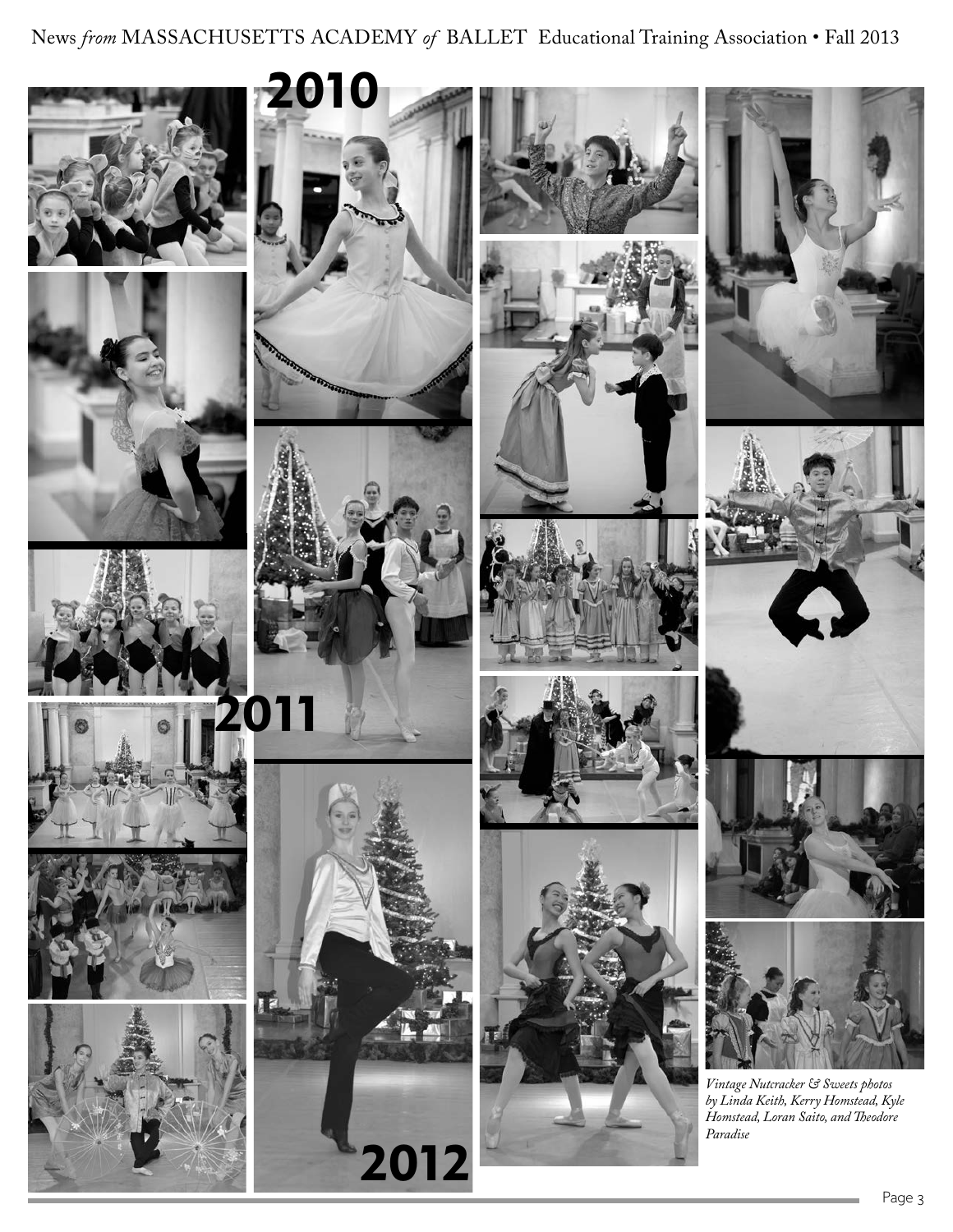2010

2011

2012

*Vintage Nutcracker & Sweets photos by Linda Keith, Kerry Homstead, Kyle Homstead, Loran Saito, and Theodore Paradise*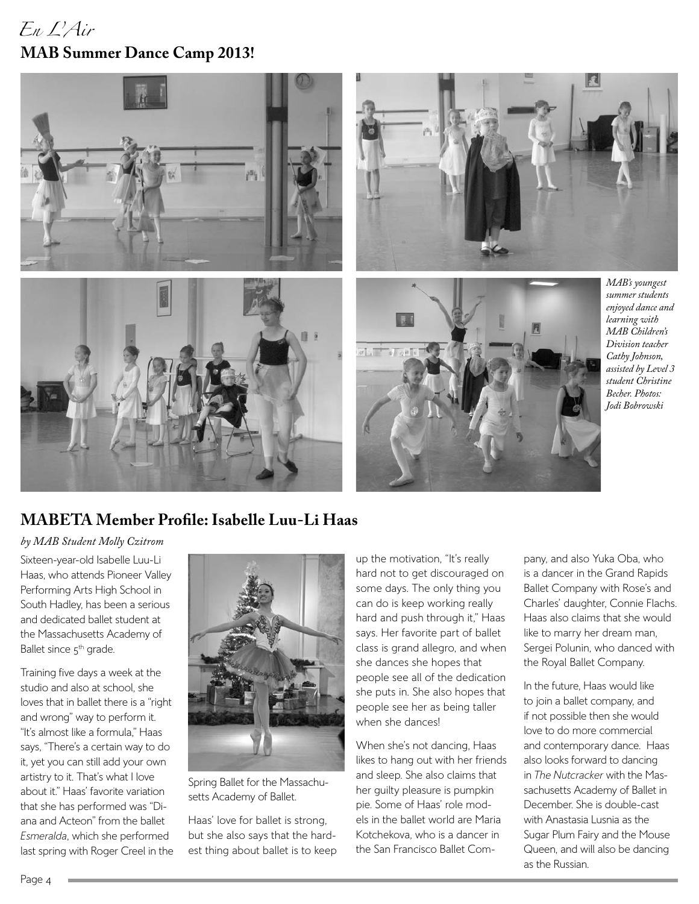*En L'Air*

## MAB Summer Dance Camp 2013!

*MAB's youngest summer students enjoyed dance and learning with MAB Children's Division teacher Cathy Johnson, assisted by Level 3 student Christine Becher. Photos: Jodi Bobrowski*

## MABETA Member Profile: Isabelle Luu-Li Haas

*by MAB Student Molly Czitrom*

Sixteen-year-old Isabelle Luu-Li Haas, who attends Pioneer Valley Performing Arts High School in South Hadley, has been a serious and dedicated ballet student at the Massachusetts Academy of Ballet since 5th grade.

Training five days a week at the studio and also at school, she loves that in ballet there is a "right and wrong" way to perform it. "It's almost like a formula," Haas says, "There's a certain way to do it, yet you can still add your own artistry to it. That's what I love about it." Haas' favorite variation that she has performed was "Diana and Acteon" from the ballet *Esmeralda*, which she performed last spring with Roger Creel in the

Spring Ballet for the Massachusetts Academy of Ballet.

Haas' love for ballet is strong, but she also says that the hardest thing about ballet is to keep up the motivation, "It's really hard not to get discouraged on some days. The only thing you can do is keep working really hard and push through it," Haas says. Her favorite part of ballet class is grand allegro, and when she dances she hopes that people see all of the dedication she puts in. She also hopes that people see her as being taller when she dances!

When she's not dancing, Haas likes to hang out with her friends and sleep. She also claims that her guilty pleasure is pumpkin pie. Some of Haas' role models in the ballet world are Maria Kotchekova, who is a dancer in the San Francisco Ballet Company, and also Yuka Oba, who is a dancer in the Grand Rapids Ballet Company with Rose's and Charles' daughter, Connie Flachs. Haas also claims that she would like to marry her dream man, Sergei Polunin, who danced with the Royal Ballet Company.

In the future, Haas would like to join a ballet company, and if not possible then she would love to do more commercial and contemporary dance. Haas also looks forward to dancing in *The Nutcracker* with the Massachusetts Academy of Ballet in December. She is double-cast with Anastasia Lusnia as the Sugar Plum Fairy and the Mouse Queen, and will also be dancing as the Russian.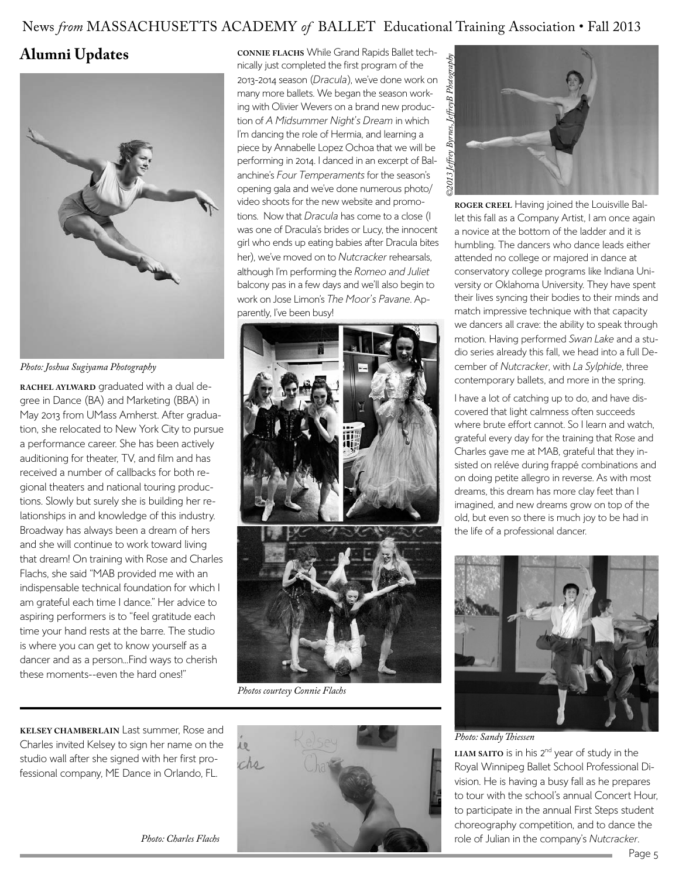## Alumni Updates

*Photo: Joshua Sugiyama Photography*

**RACHEL AYLWARD** graduated with a dual degree in Dance (BA) and Marketing (BBA) in May 2013 from UMass Amherst. After graduation, she relocated to New York City to pursue a performance career. She has been actively auditioning for theater, TV, and film and has received a number of callbacks for both regional theaters and national touring productions. Slowly but surely she is building her relationships in and knowledge of this industry. Broadway has always been a dream of hers and she will continue to work toward living that dream! On training with Rose and Charles Flachs, she said "MAB provided me with an indispensable technical foundation for which I am grateful each time I dance." Her advice to aspiring performers is to "feel gratitude each time your hand rests at the barre. The studio is where you can get to know yourself as a dancer and as a person...Find ways to cherish these moments--even the hard ones!"

**CONNIE FLACHS** While Grand Rapids Ballet technically just completed the first program of the 2013-2014 season (*Dracula*), we've done work on many more ballets. We began the season working with Olivier Wevers on a brand new production of *A Midsummer Night's Dream* in which I'm dancing the role of Hermia, and learning a piece by Annabelle Lopez Ochoa that we will be performing in 2014. I danced in an excerpt of Balanchine's *Four Temperaments* for the season's opening gala and we've done numerous photo/video shoots for the new website and promotions. Now that *Dracula* has come to a close (I was one of Dracula's brides or Lucy, the innocent girl who ends up eating babies after Dracula bites her), we've moved on to *Nutcracker* rehearsals, although I'm performing the *Romeo and Juliet* balcony pas in a few days and we'll also begin to work on Jose Limon's *The Moor's Pavane*. Apparently, I've been busy!

*Photos courtesy Connie Flachs*

*©2013 Jeffrey Byrnes, JeffreyB Photography*

**ROGER CREEL** Having joined the Louisville Ballet this fall as a Company Artist, I am once again a novice at the bottom of the ladder and it is humbling. The dancers who dance leads either attended no college or majored in dance at conservatory college programs like Indiana University or Oklahoma University. They have spent their lives syncing their bodies to their minds and match impressive technique with that capacity we dancers all crave: the ability to speak through motion. Having performed *Swan Lake* and a studio series already this fall, we head into a full December of *Nutcracker*, with *La Sylphide*, three contemporary ballets, and more in the spring.

I have a lot of catching up to do, and have discovered that light calmness often succeeds where brute effort cannot. So I learn and watch, grateful every day for the training that Rose and Charles gave me at MAB, grateful that they insisted on relévе during frappé combinations and on doing petite allegro in reverse. As with most dreams, this dream has more clay feet than I imagined, and new dreams grow on top of the old, but even so there is much joy to be had in the life of a professional dancer.

**KELSEY CHAMBERLAIN** Last summer, Rose and Charles invited Kelsey to sign her name on the studio wall after she signed with her first professional company, ME Dance in Orlando, FL.

*Photo: Charles Flachs*

*Photo: Sandy Thiessen*

**LIAM SAITO** is in his 2nd year of study in the Royal Winnipeg Ballet School Professional Division. He is having a busy fall as he prepares to tour with the school's annual Concert Hour, to participate in the annual First Steps student choreography competition, and to dance the role of Julian in the company's *Nutcracker*.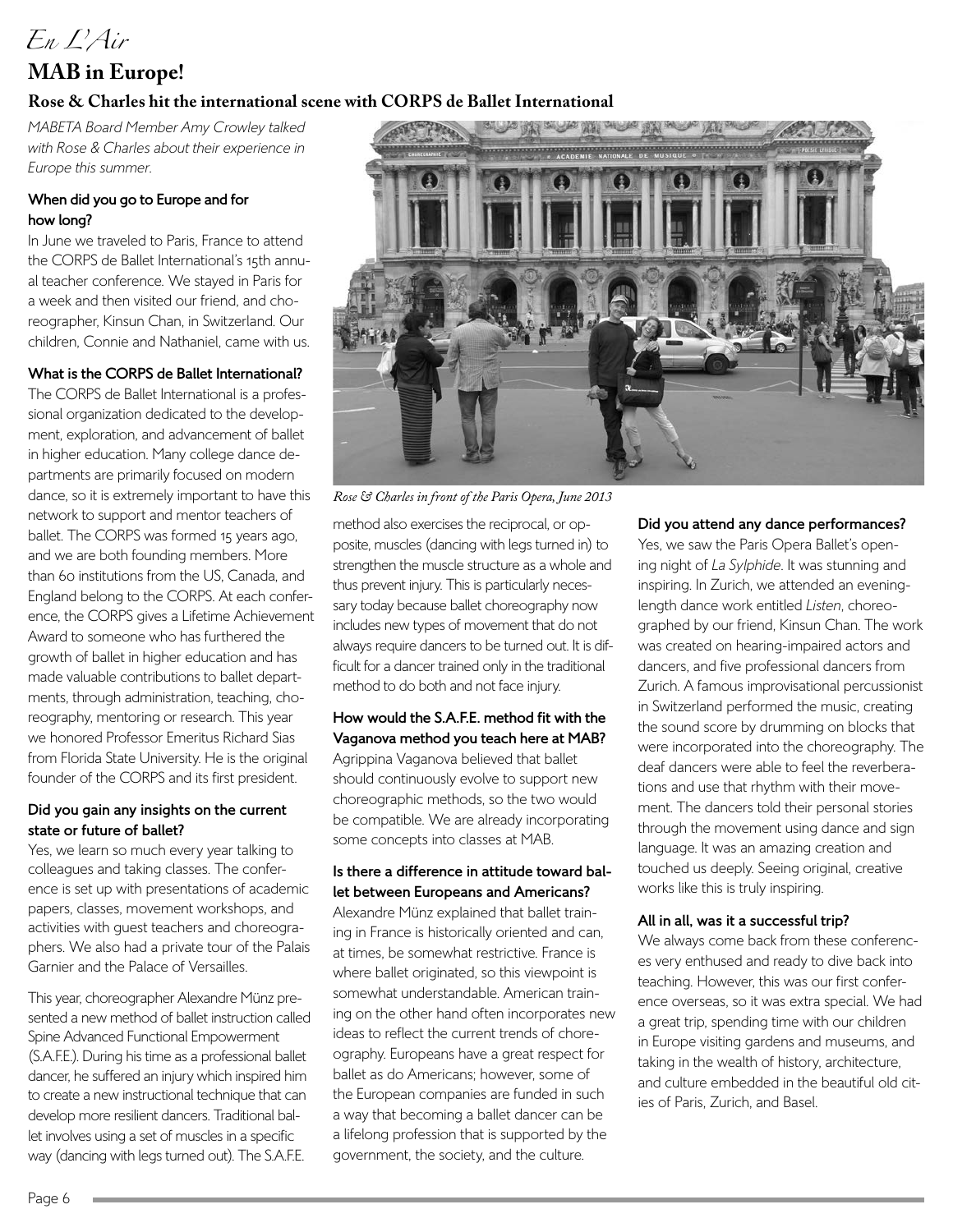*En L'Air*

# MAB in Europe!

## Rose & Charles hit the international scene with CORPS de Ballet International

*MABETA Board Member Amy Crowley talked with Rose & Charles about their experience in Europe this summer.*

**When did you go to Europe and for how long?**

In June we traveled to Paris, France to attend the CORPS de Ballet International's 15th annual teacher conference. We stayed in Paris for a week and then visited our friend, and choreographer, Kinsun Chan, in Switzerland. Our children, Connie and Nathaniel, came with us.

**What is the CORPS de Ballet International?**

The CORPS de Ballet International is a professional organization dedicated to the development, exploration, and advancement of ballet in higher education. Many college dance departments are primarily focused on modern dance, so it is extremely important to have this network to support and mentor teachers of ballet. The CORPS was formed 15 years ago, and we are both founding members. More than 60 institutions from the US, Canada, and England belong to the CORPS. At each conference, the CORPS gives a Lifetime Achievement Award to someone who has furthered the growth of ballet in higher education and has made valuable contributions to ballet departments, through administration, teaching, choreography, mentoring or research. This year we honored Professor Emeritus Richard Sias from Florida State University. He is the original founder of the CORPS and its first president.

**Did you gain any insights on the current state or future of ballet?**

Yes, we learn so much every year talking to colleagues and taking classes. The conference is set up with presentations of academic papers, classes, movement workshops, and activities with guest teachers and choreographers. We also had a private tour of the Palais Garnier and the Palace of Versailles.

This year, choreographer Alexandre Münz presented a new method of ballet instruction called Spine Advanced Functional Empowerment (S.A.F.E.). During his time as a professional ballet dancer, he suffered an injury which inspired him to create a new instructional technique that can develop more resilient dancers. Traditional ballet involves using a set of muscles in a specific way (dancing with legs turned out). The S.A.F.E. method also exercises the reciprocal, or opposite, muscles (dancing with legs turned in) to strengthen the muscle structure as a whole and thus prevent injury. This is particularly necessary today because ballet choreography now includes new types of movement that do not always require dancers to be turned out. It is difficult for a dancer trained only in the traditional method to do both and not face injury.

*Rose & Charles in front of the Paris Opera, June 2013*

**How would the S.A.F.E. method fit with the Vaganova method you teach here at MAB?**

Agrippina Vaganova believed that ballet should continuously evolve to support new choreographic methods, so the two would be compatible. We are already incorporating some concepts into classes at MAB.

**Is there a difference in attitude toward ballet between Europeans and Americans?**

Alexandre Münz explained that ballet training in France is historically oriented and can, at times, be somewhat restrictive. France is where ballet originated, so this viewpoint is somewhat understandable. American training on the other hand often incorporates new ideas to reflect the current trends of choreography. Europeans have a great respect for ballet as do Americans; however, some of the European companies are funded in such a way that becoming a ballet dancer can be a lifelong profession that is supported by the government, the society, and the culture.

**Did you attend any dance performances?**

Yes, we saw the Paris Opera Ballet's opening night of *La Sylphide*. It was stunning and inspiring. In Zurich, we attended an evening-length dance work entitled *Listen*, choreographed by our friend, Kinsun Chan. The work was created on hearing-impaired actors and dancers, and five professional dancers from Zurich. A famous improvisational percussionist in Switzerland performed the music, creating the sound score by drumming on blocks that were incorporated into the choreography. The deaf dancers were able to feel the reverberations and use that rhythm with their movement. The dancers told their personal stories through the movement using dance and sign language. It was an amazing creation and touched us deeply. Seeing original, creative works like this is truly inspiring.

**All in all, was it a successful trip?**

We always come back from these conferences very enthused and ready to dive back into teaching. However, this was our first conference overseas, so it was extra special. We had a great trip, spending time with our children in Europe visiting gardens and museums, and taking in the wealth of history, architecture, and culture embedded in the beautiful old cities of Paris, Zurich, and Basel.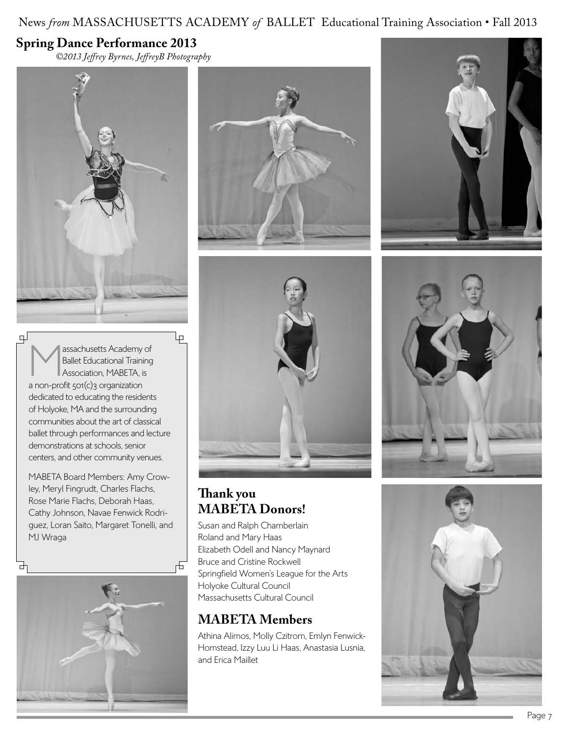## Spring Dance Performance 2013

*©2013 Jeffrey Byrnes, JeffreyB Photography*

Massachusetts Academy of Ballet Educational Training Association, MABETA, is a non-profit 501(c)3 organization dedicated to educating the residents of Holyoke, MA and the surrounding communities about the art of classical ballet through performances and lecture demonstrations at schools, senior centers, and other community venues.

MABETA Board Members: Amy Crowley, Meryl Fingrudt, Charles Flachs, Rose Marie Flachs, Deborah Haas, Cathy Johnson, Navae Fenwick Rodriguez, Loran Saito, Margaret Tonelli, and MJ Wraga

## Thank you MABETA Donors!

Susan and Ralph Chamberlain
Roland and Mary Haas
Elizabeth Odell and Nancy Maynard
Bruce and Cristine Rockwell
Springfield Women's League for the Arts
Holyoke Cultural Council
Massachusetts Cultural Council

## MABETA Members

Athina Alimos, Molly Czitrom, Emlyn Fenwick-Homstead, Izzy Luu Li Haas, Anastasia Lusnia, and Erica Maillet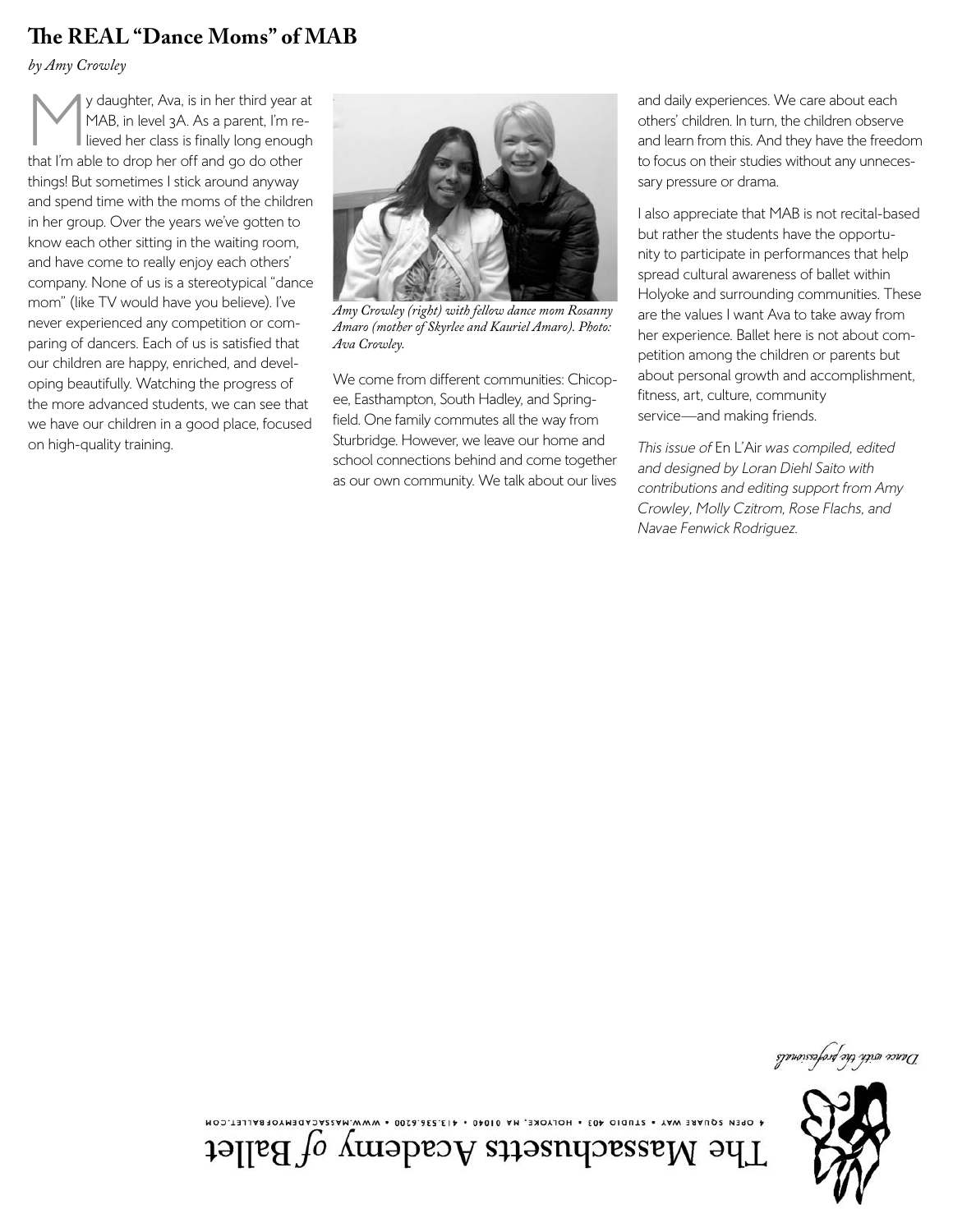# The REAL "Dance Moms" of MAB

*by Amy Crowley*

My daughter, Ava, is in her third year at MAB, in level 3A. As a parent, I'm relieved her class is finally long enough that I'm able to drop her off and go do other things! But sometimes I stick around anyway and spend time with the moms of the children in her group. Over the years we've gotten to know each other sitting in the waiting room, and have come to really enjoy each others' company. None of us is a stereotypical "dance mom" (like TV would have you believe). I've never experienced any competition or comparing of dancers. Each of us is satisfied that our children are happy, enriched, and developing beautifully. Watching the progress of the more advanced students, we can see that we have our children in a good place, focused on high-quality training.

*Amy Crowley (right) with fellow dance mom Rosanny Amaro (mother of Skyrlee and Kauriel Amaro). Photo: Ava Crowley.*

We come from different communities: Chicopee, Easthampton, South Hadley, and Springfield. One family commutes all the way from Sturbridge. However, we leave our home and school connections behind and come together as our own community. We talk about our lives and daily experiences. We care about each others' children. In turn, the children observe and learn from this. And they have the freedom to focus on their studies without any unnecessary pressure or drama.

I also appreciate that MAB is not recital-based but rather the students have the opportunity to participate in performances that help spread cultural awareness of ballet within Holyoke and surrounding communities. These are the values I want Ava to take away from her experience. Ballet here is not about competition among the children or parents but about personal growth and accomplishment, fitness, art, culture, community service—and making friends.

*This issue of* En L'Air *was compiled, edited and designed by Loran Diehl Saito with contributions and editing support from Amy Crowley, Molly Czitrom, Rose Flachs, and Navae Fenwick Rodriguez.*

The Massachusetts Academy *of* Ballet

4 OPEN SQUARE WAY • STUDIO 403 • HOLYOKE, MA 01040 • 413.536.6200 • WWW.MASSACADEMYOFBALLET.COM

*Dance with the professionals*